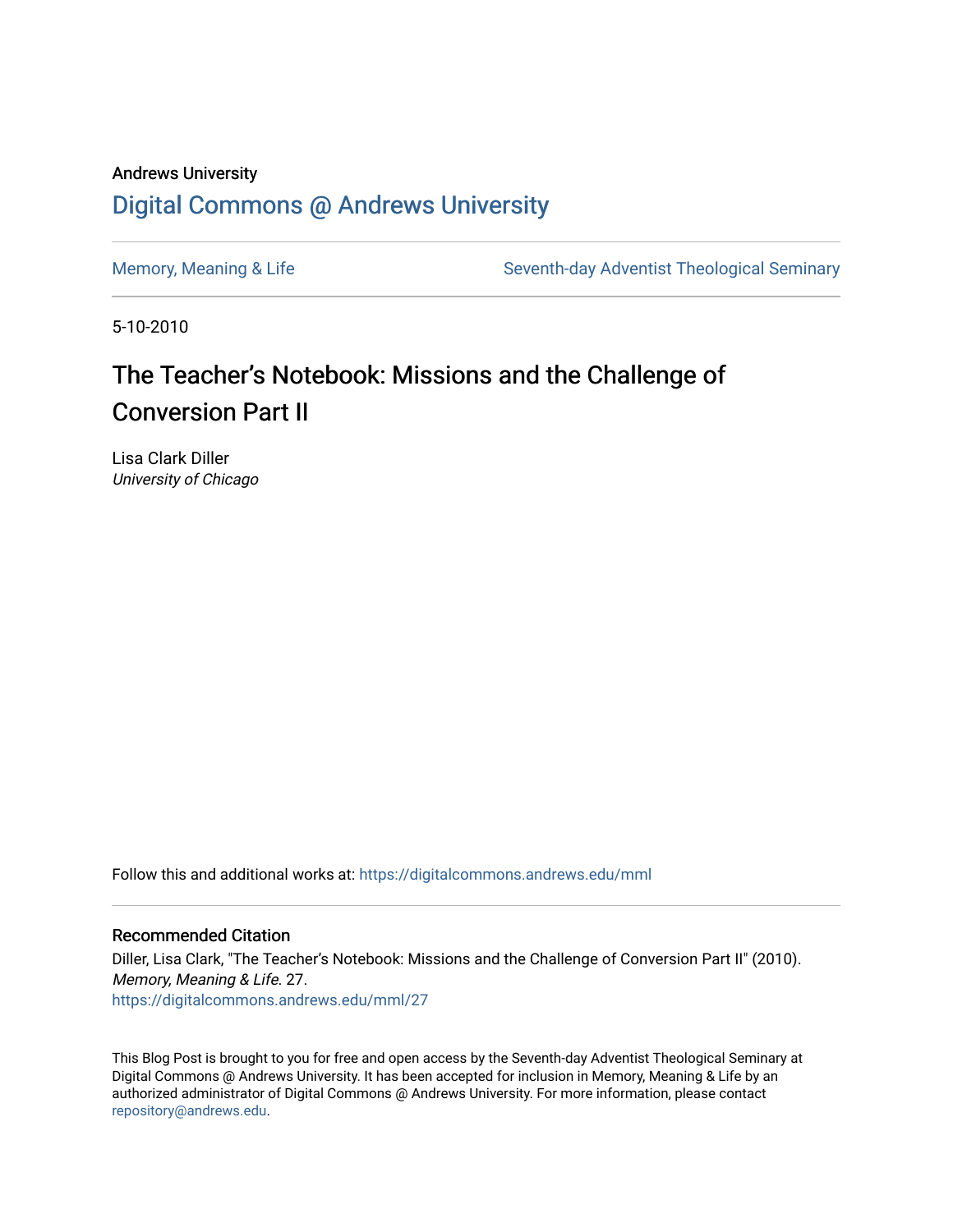Andrews University

## Digital Commons @ Andrews University

Memory, Meaning & Life

Seventh-day Adventist Theological Seminary

5-10-2010

# The Teacher's Notebook: Missions and the Challenge of Conversion Part II

Lisa Clark Diller
*University of Chicago*

Follow this and additional works at: https://digitalcommons.andrews.edu/mml

### Recommended Citation

Diller, Lisa Clark, "The Teacher's Notebook: Missions and the Challenge of Conversion Part II" (2010). *Memory, Meaning & Life*. 27.
https://digitalcommons.andrews.edu/mml/27

This Blog Post is brought to you for free and open access by the Seventh-day Adventist Theological Seminary at Digital Commons @ Andrews University. It has been accepted for inclusion in Memory, Meaning & Life by an authorized administrator of Digital Commons @ Andrews University. For more information, please contact repository@andrews.edu.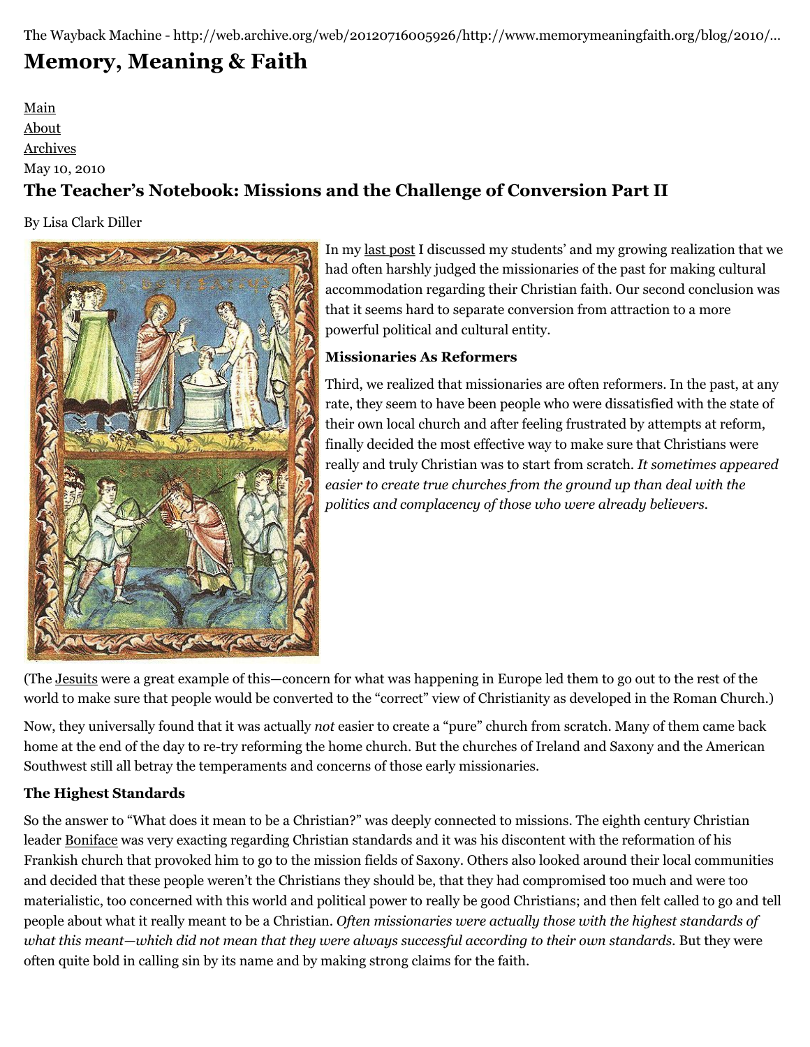The Wayback Machine - http://web.archive.org/web/20120716005926/http://www.memorymeaningfaith.org/blog/2010/...

# Memory, Meaning & Faith

Main
About
Archives

May 10, 2010

## The Teacher's Notebook: Missions and the Challenge of Conversion Part II

By Lisa Clark Diller

In my last post I discussed my students' and my growing realization that we had often harshly judged the missionaries of the past for making cultural accommodation regarding their Christian faith. Our second conclusion was that it seems hard to separate conversion from attraction to a more powerful political and cultural entity.

### Missionaries As Reformers

Third, we realized that missionaries are often reformers. In the past, at any rate, they seem to have been people who were dissatisfied with the state of their own local church and after feeling frustrated by attempts at reform, finally decided the most effective way to make sure that Christians were really and truly Christian was to start from scratch. *It sometimes appeared easier to create true churches from the ground up than deal with the politics and complacency of those who were already believers.*

(The Jesuits were a great example of this—concern for what was happening in Europe led them to go out to the rest of the world to make sure that people would be converted to the "correct" view of Christianity as developed in the Roman Church.)

Now, they universally found that it was actually *not* easier to create a "pure" church from scratch. Many of them came back home at the end of the day to re-try reforming the home church. But the churches of Ireland and Saxony and the American Southwest still all betray the temperaments and concerns of those early missionaries.

### The Highest Standards

So the answer to "What does it mean to be a Christian?" was deeply connected to missions. The eighth century Christian leader Boniface was very exacting regarding Christian standards and it was his discontent with the reformation of his Frankish church that provoked him to go to the mission fields of Saxony. Others also looked around their local communities and decided that these people weren't the Christians they should be, that they had compromised too much and were too materialistic, too concerned with this world and political power to really be good Christians; and then felt called to go and tell people about what it really meant to be a Christian. *Often missionaries were actually those with the highest standards of what this meant—which did not mean that they were always successful according to their own standards.* But they were often quite bold in calling sin by its name and by making strong claims for the faith.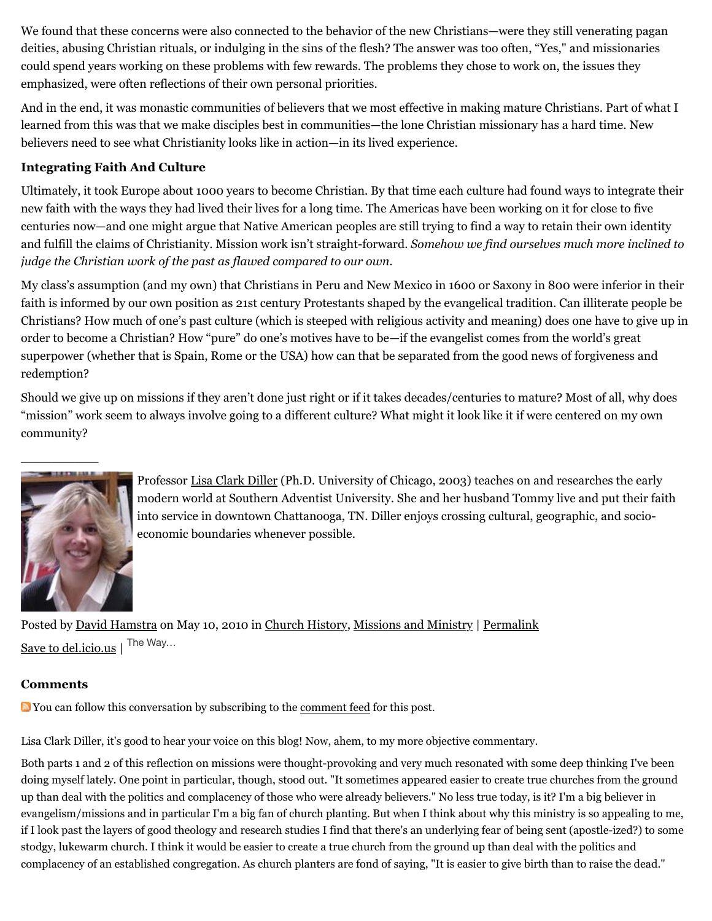We found that these concerns were also connected to the behavior of the new Christians—were they still venerating pagan deities, abusing Christian rituals, or indulging in the sins of the flesh? The answer was too often, "Yes," and missionaries could spend years working on these problems with few rewards. The problems they chose to work on, the issues they emphasized, were often reflections of their own personal priorities.

And in the end, it was monastic communities of believers that we most effective in making mature Christians. Part of what I learned from this was that we make disciples best in communities—the lone Christian missionary has a hard time. New believers need to see what Christianity looks like in action—in its lived experience.

**Integrating Faith And Culture**

Ultimately, it took Europe about 1000 years to become Christian. By that time each culture had found ways to integrate their new faith with the ways they had lived their lives for a long time. The Americas have been working on it for close to five centuries now—and one might argue that Native American peoples are still trying to find a way to retain their own identity and fulfill the claims of Christianity. Mission work isn't straight-forward. *Somehow we find ourselves much more inclined to judge the Christian work of the past as flawed compared to our own.*

My class's assumption (and my own) that Christians in Peru and New Mexico in 1600 or Saxony in 800 were inferior in their faith is informed by our own position as 21st century Protestants shaped by the evangelical tradition. Can illiterate people be Christians? How much of one's past culture (which is steeped with religious activity and meaning) does one have to give up in order to become a Christian? How "pure" do one's motives have to be—if the evangelist comes from the world's great superpower (whether that is Spain, Rome or the USA) how can that be separated from the good news of forgiveness and redemption?

Should we give up on missions if they aren't done just right or if it takes decades/centuries to mature? Most of all, why does "mission" work seem to always involve going to a different culture? What might it look like it if were centered on my own community?

---

Professor Lisa Clark Diller (Ph.D. University of Chicago, 2003) teaches on and researches the early modern world at Southern Adventist University. She and her husband Tommy live and put their faith into service in downtown Chattanooga, TN. Diller enjoys crossing cultural, geographic, and socio-economic boundaries whenever possible.

Posted by David Hamstra on May 10, 2010 in Church History, Missions and Ministry | Permalink

Save to del.icio.us | The Way...

### Comments

You can follow this conversation by subscribing to the comment feed for this post.

Lisa Clark Diller, it's good to hear your voice on this blog! Now, ahem, to my more objective commentary.

Both parts 1 and 2 of this reflection on missions were thought-provoking and very much resonated with some deep thinking I've been doing myself lately. One point in particular, though, stood out. "It sometimes appeared easier to create true churches from the ground up than deal with the politics and complacency of those who were already believers." No less true today, is it? I'm a big believer in evangelism/missions and in particular I'm a big fan of church planting. But when I think about why this ministry is so appealing to me, if I look past the layers of good theology and research studies I find that there's an underlying fear of being sent (apostle-ized?) to some stodgy, lukewarm church. I think it would be easier to create a true church from the ground up than deal with the politics and complacency of an established congregation. As church planters are fond of saying, "It is easier to give birth than to raise the dead."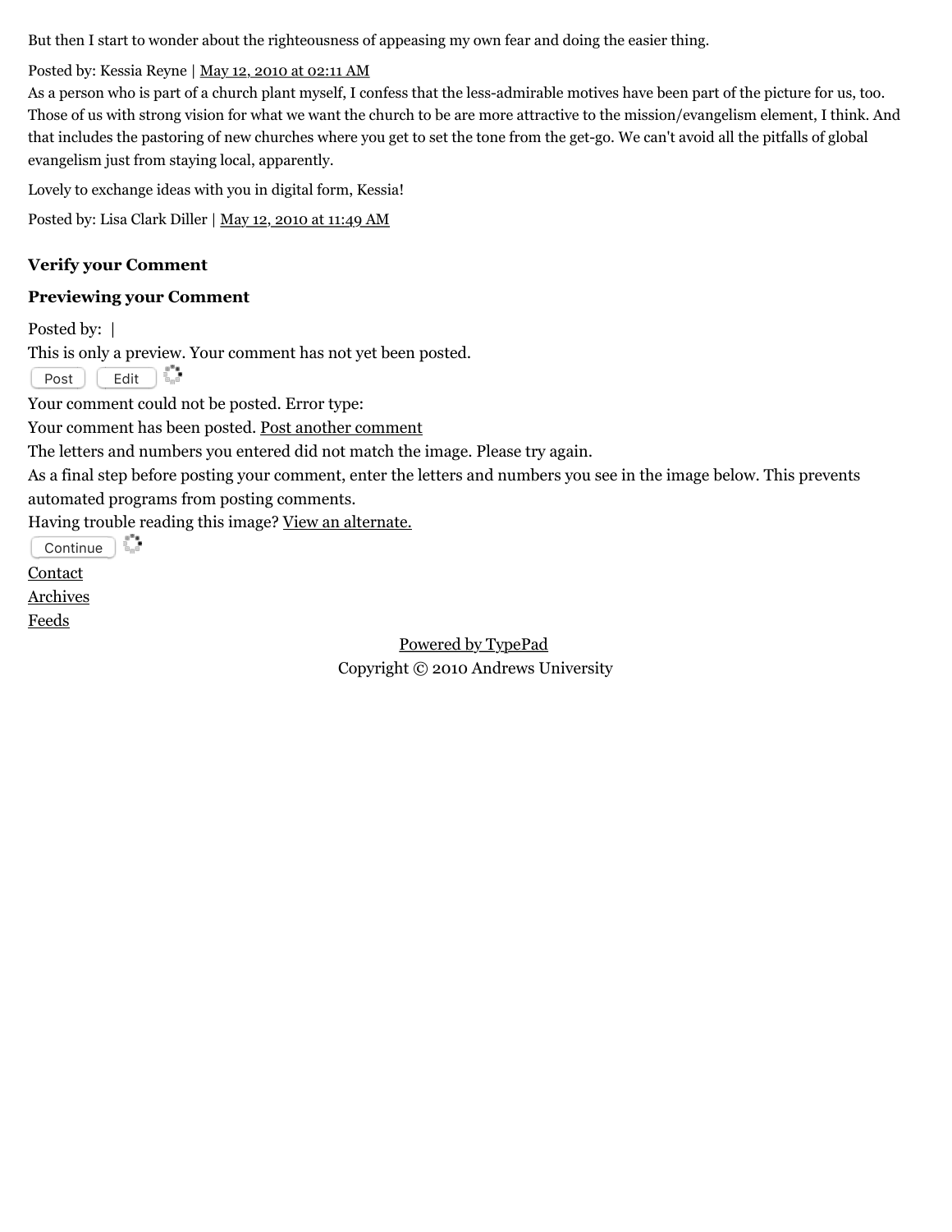But then I start to wonder about the righteousness of appeasing my own fear and doing the easier thing.

Posted by: Kessia Reyne | May 12, 2010 at 02:11 AM

As a person who is part of a church plant myself, I confess that the less-admirable motives have been part of the picture for us, too. Those of us with strong vision for what we want the church to be are more attractive to the mission/evangelism element, I think. And that includes the pastoring of new churches where you get to set the tone from the get-go. We can't avoid all the pitfalls of global evangelism just from staying local, apparently.

Lovely to exchange ideas with you in digital form, Kessia!

Posted by: Lisa Clark Diller | May 12, 2010 at 11:49 AM

### Verify your Comment

### Previewing your Comment

Posted by: |

This is only a preview. Your comment has not yet been posted.

Post Edit

Your comment could not be posted. Error type:

Your comment has been posted. Post another comment

The letters and numbers you entered did not match the image. Please try again.

As a final step before posting your comment, enter the letters and numbers you see in the image below. This prevents automated programs from posting comments.

Having trouble reading this image? View an alternate.

Continue

Contact

Archives

Feeds

Powered by TypePad

Copyright © 2010 Andrews University